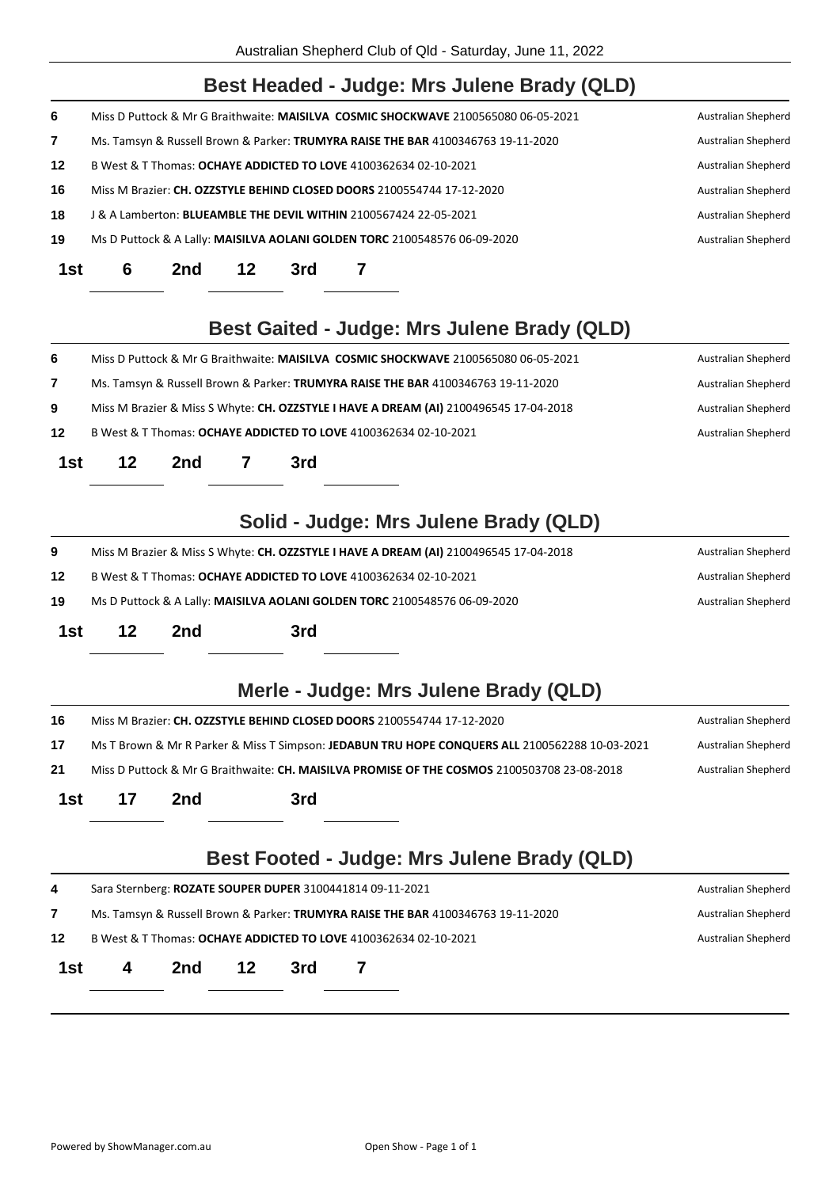Australian Shepherd Club of Qld - Saturday, June 11, 2022

## Best Headed - Judge: Mrs Julene Brady (QLD)

| | | |
|---|---|---|
| 6 | Miss D Puttock & Mr G Braithwaite: **MAISILVA COSMIC SHOCKWAVE** 2100565080 06-05-2021 | Australian Shepherd |
| 7 | Ms. Tamsyn & Russell Brown & Parker: **TRUMYRA RAISE THE BAR** 4100346763 19-11-2020 | Australian Shepherd |
| 12 | B West & T Thomas: **OCHAYE ADDICTED TO LOVE** 4100362634 02-10-2021 | Australian Shepherd |
| 16 | Miss M Brazier: **CH. OZZSTYLE BEHIND CLOSED DOORS** 2100554744 17-12-2020 | Australian Shepherd |
| 18 | J & A Lamberton: **BLUEAMBLE THE DEVIL WITHIN** 2100567424 22-05-2021 | Australian Shepherd |
| 19 | Ms D Puttock & A Lally: **MAISILVA AOLANI GOLDEN TORC** 2100548576 06-09-2020 | Australian Shepherd |

**1st** 6 **2nd** 12 **3rd** 7

## Best Gaited - Judge: Mrs Julene Brady (QLD)

| | | |
|---|---|---|
| 6 | Miss D Puttock & Mr G Braithwaite: **MAISILVA COSMIC SHOCKWAVE** 2100565080 06-05-2021 | Australian Shepherd |
| 7 | Ms. Tamsyn & Russell Brown & Parker: **TRUMYRA RAISE THE BAR** 4100346763 19-11-2020 | Australian Shepherd |
| 9 | Miss M Brazier & Miss S Whyte: **CH. OZZSTYLE I HAVE A DREAM (AI)** 2100496545 17-04-2018 | Australian Shepherd |
| 12 | B West & T Thomas: **OCHAYE ADDICTED TO LOVE** 4100362634 02-10-2021 | Australian Shepherd |

**1st** 12 **2nd** 7 **3rd**

## Solid - Judge: Mrs Julene Brady (QLD)

| | | |
|---|---|---|
| 9 | Miss M Brazier & Miss S Whyte: **CH. OZZSTYLE I HAVE A DREAM (AI)** 2100496545 17-04-2018 | Australian Shepherd |
| 12 | B West & T Thomas: **OCHAYE ADDICTED TO LOVE** 4100362634 02-10-2021 | Australian Shepherd |
| 19 | Ms D Puttock & A Lally: **MAISILVA AOLANI GOLDEN TORC** 2100548576 06-09-2020 | Australian Shepherd |

**1st** 12 **2nd** **3rd**

## Merle - Judge: Mrs Julene Brady (QLD)

| | | |
|---|---|---|
| 16 | Miss M Brazier: **CH. OZZSTYLE BEHIND CLOSED DOORS** 2100554744 17-12-2020 | Australian Shepherd |
| 17 | Ms T Brown & Mr R Parker & Miss T Simpson: **JEDABUN TRU HOPE CONQUERS ALL** 2100562288 10-03-2021 | Australian Shepherd |
| 21 | Miss D Puttock & Mr G Braithwaite: **CH. MAISILVA PROMISE OF THE COSMOS** 2100503708 23-08-2018 | Australian Shepherd |

**1st** 17 **2nd** **3rd**

## Best Footed - Judge: Mrs Julene Brady (QLD)

| | | |
|---|---|---|
| 4 | Sara Sternberg: **ROZATE SOUPER DUPER** 3100441814 09-11-2021 | Australian Shepherd |
| 7 | Ms. Tamsyn & Russell Brown & Parker: **TRUMYRA RAISE THE BAR** 4100346763 19-11-2020 | Australian Shepherd |
| 12 | B West & T Thomas: **OCHAYE ADDICTED TO LOVE** 4100362634 02-10-2021 | Australian Shepherd |

**1st** 4 **2nd** 12 **3rd** 7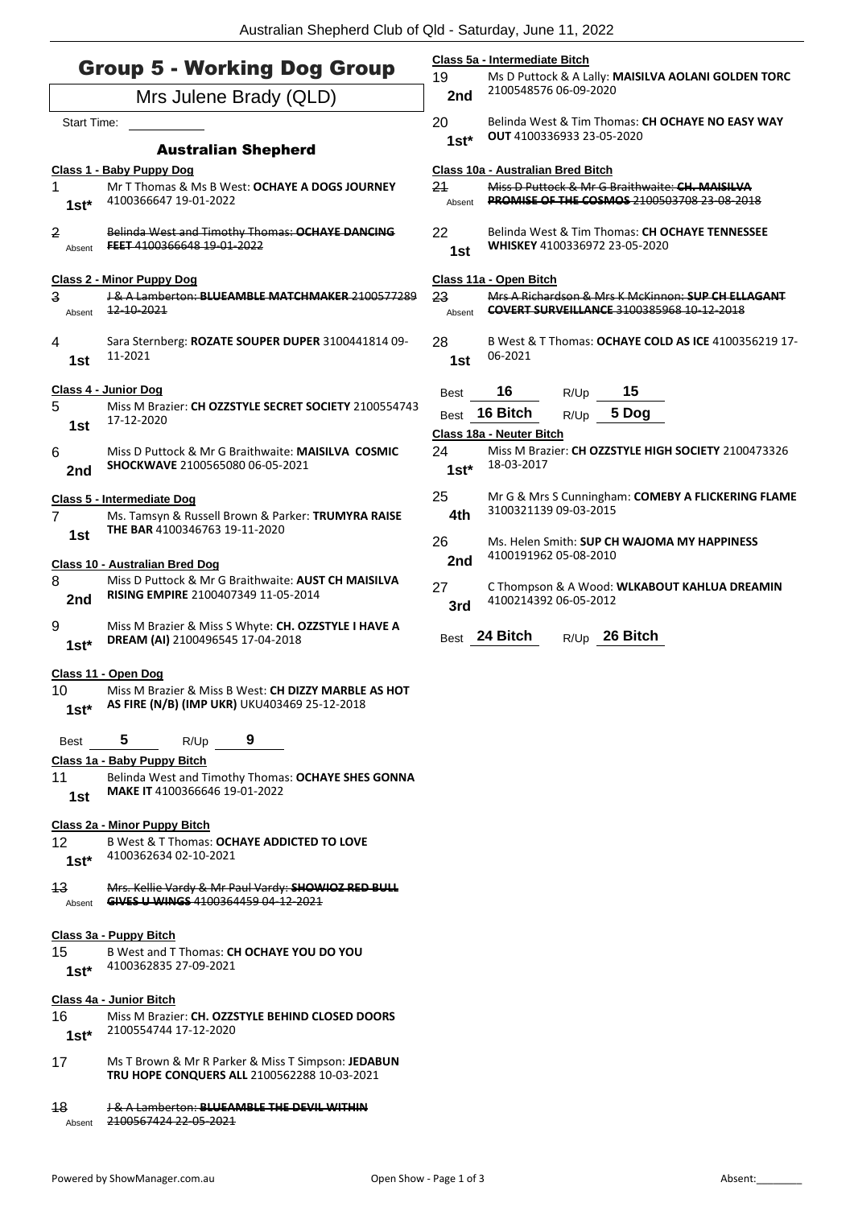# Group 5 - Working Dog Group

## Mrs Julene Brady (QLD)

Start Time: ___________

### Australian Shepherd

**Class 1 - Baby Puppy Dog**

1 — **1st*** — Mr T Thomas & Ms B West: **OCHAYE A DOGS JOURNEY** 4100366647 19-01-2022

~~2~~ — Absent — ~~Belinda West and Timothy Thomas: **OCHAYE DANCING FEET** 4100366648 19-01-2022~~

**Class 2 - Minor Puppy Dog**

~~3~~ — Absent — ~~J & A Lamberton: **BLUEAMBLE MATCHMAKER** 2100577289 12-10-2021~~

4 — **1st** — Sara Sternberg: **ROZATE SOUPER DUPER** 3100441814 09-11-2021

**Class 4 - Junior Dog**

5 — **1st** — Miss M Brazier: **CH OZZSTYLE SECRET SOCIETY** 2100554743 17-12-2020

6 — **2nd** — Miss D Puttock & Mr G Braithwaite: **MAISILVA COSMIC SHOCKWAVE** 2100565080 06-05-2021

**Class 5 - Intermediate Dog**

7 — **1st** — Ms. Tamsyn & Russell Brown & Parker: **TRUMYRA RAISE THE BAR** 4100346763 19-11-2020

**Class 10 - Australian Bred Dog**

8 — **2nd** — Miss D Puttock & Mr G Braithwaite: **AUST CH MAISILVA RISING EMPIRE** 2100407349 11-05-2014

9 — **1st*** — Miss M Brazier & Miss S Whyte: **CH. OZZSTYLE I HAVE A DREAM (AI)** 2100496545 17-04-2018

**Class 11 - Open Dog**

10 — **1st*** — Miss M Brazier & Miss B West: **CH DIZZY MARBLE AS HOT AS FIRE (N/B) (IMP UKR)** UKU403469 25-12-2018

Best **5** R/Up **9**

**Class 1a - Baby Puppy Bitch**

11 — **1st** — Belinda West and Timothy Thomas: **OCHAYE SHES GONNA MAKE IT** 4100366646 19-01-2022

**Class 2a - Minor Puppy Bitch**

12 — **1st*** — B West & T Thomas: **OCHAYE ADDICTED TO LOVE** 4100362634 02-10-2021

~~13~~ — Absent — ~~Mrs. Kellie Vardy & Mr Paul Vardy: **SHOWIOZ RED BULL GIVES U WINGS** 4100364459 04-12-2021~~

**Class 3a - Puppy Bitch**

15 — **1st*** — B West and T Thomas: **CH OCHAYE YOU DO YOU** 4100362835 27-09-2021

**Class 4a - Junior Bitch**

16 — **1st*** — Miss M Brazier: **CH. OZZSTYLE BEHIND CLOSED DOORS** 2100554744 17-12-2020

17 — Ms T Brown & Mr R Parker & Miss T Simpson: **JEDABUN TRU HOPE CONQUERS ALL** 2100562288 10-03-2021

~~18~~ — Absent — ~~J & A Lamberton: **BLUEAMBLE THE DEVIL WITHIN** 2100567424 22-05-2021~~

**Class 5a - Intermediate Bitch**

19 — **2nd** — Ms D Puttock & A Lally: **MAISILVA AOLANI GOLDEN TORC** 2100548576 06-09-2020

20 — **1st*** — Belinda West & Tim Thomas: **CH OCHAYE NO EASY WAY OUT** 4100336933 23-05-2020

**Class 10a - Australian Bred Bitch**

~~21~~ — Absent — ~~Miss D Puttock & Mr G Braithwaite: **CH. MAISILVA PROMISE OF THE COSMOS** 2100503708 23-08-2018~~

22 — **1st** — Belinda West & Tim Thomas: **CH OCHAYE TENNESSEE WHISKEY** 4100336972 23-05-2020

**Class 11a - Open Bitch**

~~23~~ — Absent — ~~Mrs A Richardson & Mrs K McKinnon: **SUP CH ELLAGANT COVERT SURVEILLANCE** 3100385968 10-12-2018~~

28 — **1st** — B West & T Thomas: **OCHAYE COLD AS ICE** 4100356219 17-06-2021

Best **16** R/Up **15**

Best **16 Bitch** R/Up **5 Dog**

**Class 18a - Neuter Bitch**

24 — **1st*** — Miss M Brazier: **CH OZZSTYLE HIGH SOCIETY** 2100473326 18-03-2017

25 — **4th** — Mr G & Mrs S Cunningham: **COMEBY A FLICKERING FLAME** 3100321139 09-03-2015

26 — **2nd** — Ms. Helen Smith: **SUP CH WAJOMA MY HAPPINESS** 4100191962 05-08-2010

27 — **3rd** — C Thompson & A Wood: **WLKABOUT KAHLUA DREAMIN** 4100214392 06-05-2012

Best **24 Bitch** R/Up **26 Bitch**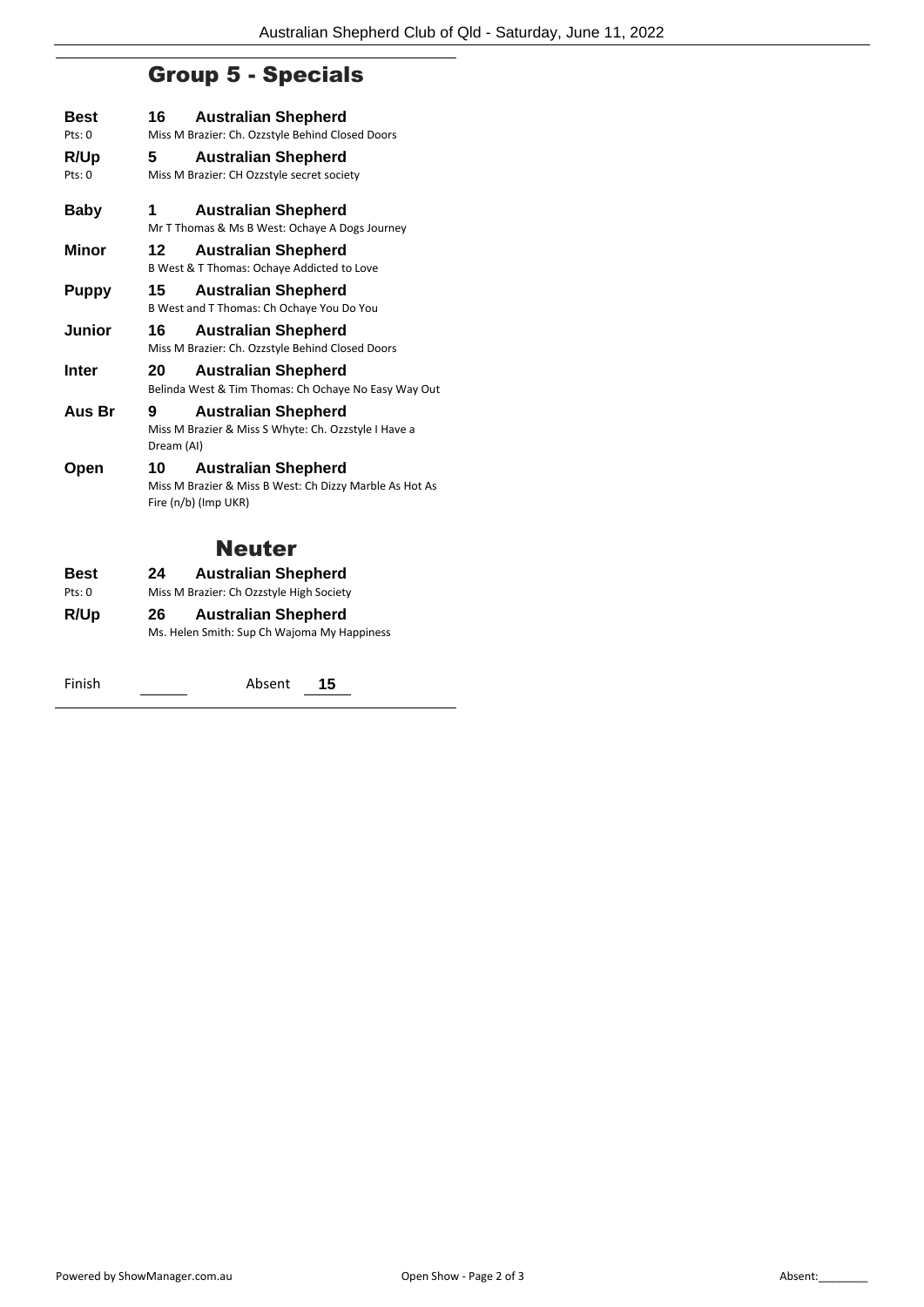## Group 5 - Specials

**Best** — **16 Australian Shepherd**
Pts: 0
Miss M Brazier: Ch. Ozzstyle Behind Closed Doors

**R/Up** — **5 Australian Shepherd**
Pts: 0
Miss M Brazier: CH Ozzstyle secret society

**Baby** — **1 Australian Shepherd**
Mr T Thomas & Ms B West: Ochaye A Dogs Journey

**Minor** — **12 Australian Shepherd**
B West & T Thomas: Ochaye Addicted to Love

**Puppy** — **15 Australian Shepherd**
B West and T Thomas: Ch Ochaye You Do You

**Junior** — **16 Australian Shepherd**
Miss M Brazier: Ch. Ozzstyle Behind Closed Doors

**Inter** — **20 Australian Shepherd**
Belinda West & Tim Thomas: Ch Ochaye No Easy Way Out

**Aus Br** — **9 Australian Shepherd**
Miss M Brazier & Miss S Whyte: Ch. Ozzstyle I Have a Dream (AI)

**Open** — **10 Australian Shepherd**
Miss M Brazier & Miss B West: Ch Dizzy Marble As Hot As Fire (n/b) (Imp UKR)

## Neuter

**Best** — **24 Australian Shepherd**
Pts: 0
Miss M Brazier: Ch Ozzstyle High Society

**R/Up** — **26 Australian Shepherd**
Ms. Helen Smith: Sup Ch Wajoma My Happiness

Finish ______ Absent **15**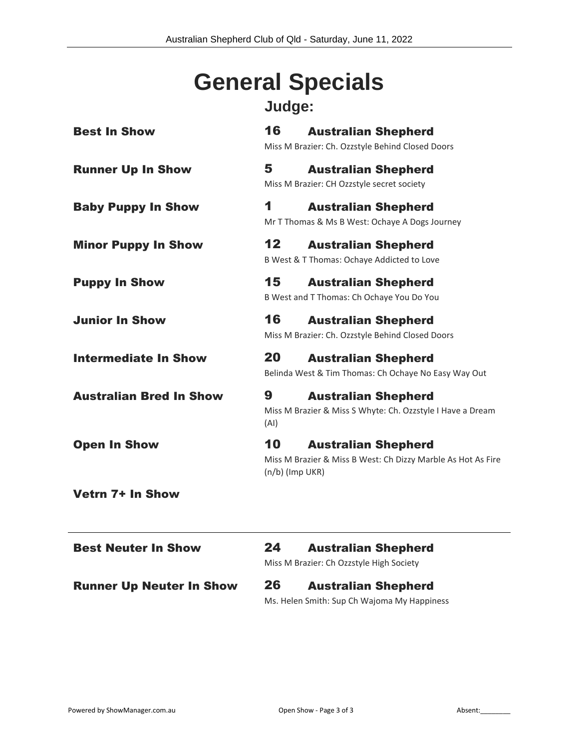# General Specials

## Judge:

| | | | |
|---|---|---|---|
| **Best In Show** | **16** | **Australian Shepherd** | Miss M Brazier: Ch. Ozzstyle Behind Closed Doors |
| **Runner Up In Show** | **5** | **Australian Shepherd** | Miss M Brazier: CH Ozzstyle secret society |
| **Baby Puppy In Show** | **1** | **Australian Shepherd** | Mr T Thomas & Ms B West: Ochaye A Dogs Journey |
| **Minor Puppy In Show** | **12** | **Australian Shepherd** | B West & T Thomas: Ochaye Addicted to Love |
| **Puppy In Show** | **15** | **Australian Shepherd** | B West and T Thomas: Ch Ochaye You Do You |
| **Junior In Show** | **16** | **Australian Shepherd** | Miss M Brazier: Ch. Ozzstyle Behind Closed Doors |
| **Intermediate In Show** | **20** | **Australian Shepherd** | Belinda West & Tim Thomas: Ch Ochaye No Easy Way Out |
| **Australian Bred In Show** | **9** | **Australian Shepherd** | Miss M Brazier & Miss S Whyte: Ch. Ozzstyle I Have a Dream (AI) |
| **Open In Show** | **10** | **Australian Shepherd** | Miss M Brazier & Miss B West: Ch Dizzy Marble As Hot As Fire (n/b) (Imp UKR) |
| **Vetrn 7+ In Show** | | | |

---

| | | | |
|---|---|---|---|
| **Best Neuter In Show** | **24** | **Australian Shepherd** | Miss M Brazier: Ch Ozzstyle High Society |
| **Runner Up Neuter In Show** | **26** | **Australian Shepherd** | Ms. Helen Smith: Sup Ch Wajoma My Happiness |

Absent:________